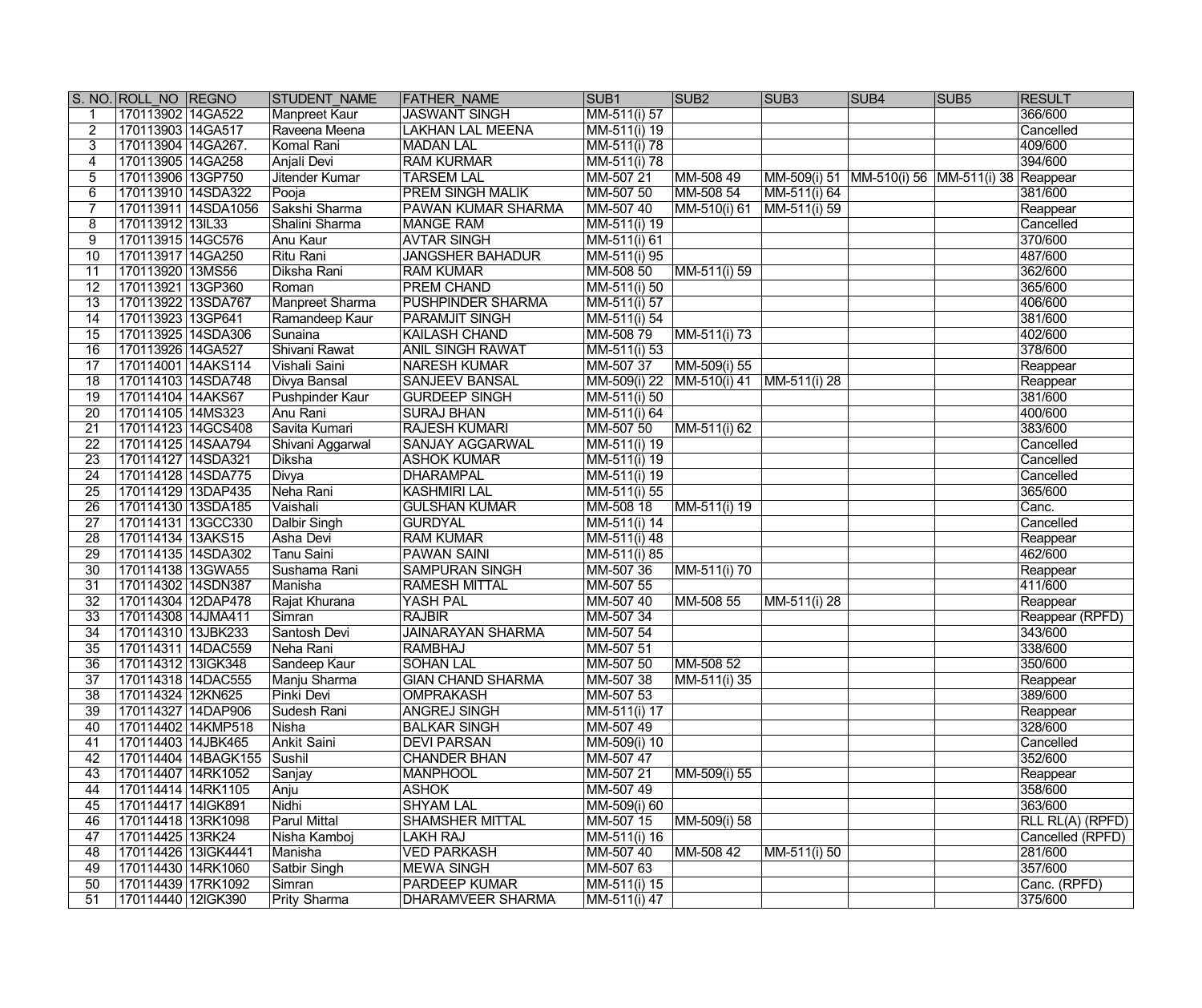| S. NO. | ROLL_NO | REGNO | STUDENT_NAME | FATHER_NAME | SUB1 | SUB2 | SUB3 | SUB4 | SUB5 | RESULT |
|---|---|---|---|---|---|---|---|---|---|---|
| 1 | 170113902 | 14GA522 | Manpreet Kaur | JASWANT SINGH | MM-511(i) 57 | | | | | 366/600 |
| 2 | 170113903 | 14GA517 | Raveena Meena | LAKHAN LAL MEENA | MM-511(i) 19 | | | | | Cancelled |
| 3 | 170113904 | 14GA267. | Komal Rani | MADAN LAL | MM-511(i) 78 | | | | | 409/600 |
| 4 | 170113905 | 14GA258 | Anjali Devi | RAM KURMAR | MM-511(i) 78 | | | | | 394/600 |
| 5 | 170113906 | 13GP750 | Jitender Kumar | TARSEM LAL | MM-507 21 | MM-508 49 | MM-509(i) 51 | MM-510(i) 56 | MM-511(i) 38 | Reappear |
| 6 | 170113910 | 14SDA322 | Pooja | PREM SINGH MALIK | MM-507 50 | MM-508 54 | MM-511(i) 64 | | | 381/600 |
| 7 | 170113911 | 14SDA1056 | Sakshi Sharma | PAWAN KUMAR SHARMA | MM-507 40 | MM-510(i) 61 | MM-511(i) 59 | | | Reappear |
| 8 | 170113912 | 13IL33 | Shalini Sharma | MANGE RAM | MM-511(i) 19 | | | | | Cancelled |
| 9 | 170113915 | 14GC576 | Anu Kaur | AVTAR SINGH | MM-511(i) 61 | | | | | 370/600 |
| 10 | 170113917 | 14GA250 | Ritu Rani | JANGSHER BAHADUR | MM-511(i) 95 | | | | | 487/600 |
| 11 | 170113920 | 13MS56 | Diksha Rani | RAM KUMAR | MM-508 50 | MM-511(i) 59 | | | | 362/600 |
| 12 | 170113921 | 13GP360 | Roman | PREM CHAND | MM-511(i) 50 | | | | | 365/600 |
| 13 | 170113922 | 13SDA767 | Manpreet Sharma | PUSHPINDER SHARMA | MM-511(i) 57 | | | | | 406/600 |
| 14 | 170113923 | 13GP641 | Ramandeep Kaur | PARAMJIT SINGH | MM-511(i) 54 | | | | | 381/600 |
| 15 | 170113925 | 14SDA306 | Sunaina | KAILASH CHAND | MM-508 79 | MM-511(i) 73 | | | | 402/600 |
| 16 | 170113926 | 14GA527 | Shivani Rawat | ANIL SINGH RAWAT | MM-511(i) 53 | | | | | 378/600 |
| 17 | 170114001 | 14AKS114 | Vishali Saini | NARESH KUMAR | MM-507 37 | MM-509(i) 55 | | | | Reappear |
| 18 | 170114103 | 14SDA748 | Divya Bansal | SANJEEV BANSAL | MM-509(i) 22 | MM-510(i) 41 | MM-511(i) 28 | | | Reappear |
| 19 | 170114104 | 14AKS67 | Pushpinder Kaur | GURDEEP SINGH | MM-511(i) 50 | | | | | 381/600 |
| 20 | 170114105 | 14MS323 | Anu Rani | SURAJ BHAN | MM-511(i) 64 | | | | | 400/600 |
| 21 | 170114123 | 14GCS408 | Savita Kumari | RAJESH KUMARI | MM-507 50 | MM-511(i) 62 | | | | 383/600 |
| 22 | 170114125 | 14SAA794 | Shivani Aggarwal | SANJAY AGGARWAL | MM-511(i) 19 | | | | | Cancelled |
| 23 | 170114127 | 14SDA321 | Diksha | ASHOK KUMAR | MM-511(i) 19 | | | | | Cancelled |
| 24 | 170114128 | 14SDA775 | Divya | DHARAMPAL | MM-511(i) 19 | | | | | Cancelled |
| 25 | 170114129 | 13DAP435 | Neha Rani | KASHMIRI LAL | MM-511(i) 55 | | | | | 365/600 |
| 26 | 170114130 | 13SDA185 | Vaishali | GULSHAN KUMAR | MM-508 18 | MM-511(i) 19 | | | | Canc. |
| 27 | 170114131 | 13GCC330 | Dalbir Singh | GURDYAL | MM-511(i) 14 | | | | | Cancelled |
| 28 | 170114134 | 13AKS15 | Asha Devi | RAM KUMAR | MM-511(i) 48 | | | | | Reappear |
| 29 | 170114135 | 14SDA302 | Tanu Saini | PAWAN SAINI | MM-511(i) 85 | | | | | 462/600 |
| 30 | 170114138 | 13GWA55 | Sushama Rani | SAMPURAN SINGH | MM-507 36 | MM-511(i) 70 | | | | Reappear |
| 31 | 170114302 | 14SDN387 | Manisha | RAMESH MITTAL | MM-507 55 | | | | | 411/600 |
| 32 | 170114304 | 12DAP478 | Rajat Khurana | YASH PAL | MM-507 40 | MM-508 55 | MM-511(i) 28 | | | Reappear |
| 33 | 170114308 | 14JMA411 | Simran | RAJBIR | MM-507 34 | | | | | Reappear (RPFD) |
| 34 | 170114310 | 13JBK233 | Santosh Devi | JAINARAYAN SHARMA | MM-507 54 | | | | | 343/600 |
| 35 | 170114311 | 14DAC559 | Neha Rani | RAMBHAJ | MM-507 51 | | | | | 338/600 |
| 36 | 170114312 | 13IGK348 | Sandeep Kaur | SOHAN LAL | MM-507 50 | MM-508 52 | | | | 350/600 |
| 37 | 170114318 | 14DAC555 | Manju Sharma | GIAN CHAND SHARMA | MM-507 38 | MM-511(i) 35 | | | | Reappear |
| 38 | 170114324 | 12KN625 | Pinki Devi | OMPRAKASH | MM-507 53 | | | | | 389/600 |
| 39 | 170114327 | 14DAP906 | Sudesh Rani | ANGREJ SINGH | MM-511(i) 17 | | | | | Reappear |
| 40 | 170114402 | 14KMP518 | Nisha | BALKAR SINGH | MM-507 49 | | | | | 328/600 |
| 41 | 170114403 | 14JBK465 | Ankit Saini | DEVI PARSAN | MM-509(i) 10 | | | | | Cancelled |
| 42 | 170114404 | 14BAGK155 | Sushil | CHANDER BHAN | MM-507 47 | | | | | 352/600 |
| 43 | 170114407 | 14RK1052 | Sanjay | MANPHOOL | MM-507 21 | MM-509(i) 55 | | | | Reappear |
| 44 | 170114414 | 14RK1105 | Anju | ASHOK | MM-507 49 | | | | | 358/600 |
| 45 | 170114417 | 14IGK891 | Nidhi | SHYAM LAL | MM-509(i) 60 | | | | | 363/600 |
| 46 | 170114418 | 13RK1098 | Parul Mittal | SHAMSHER MITTAL | MM-507 15 | MM-509(i) 58 | | | | RLL RL(A) (RPFD) |
| 47 | 170114425 | 13RK24 | Nisha Kamboj | LAKH RAJ | MM-511(i) 16 | | | | | Cancelled (RPFD) |
| 48 | 170114426 | 13IGK4441 | Manisha | VED PARKASH | MM-507 40 | MM-508 42 | MM-511(i) 50 | | | 281/600 |
| 49 | 170114430 | 14RK1060 | Satbir Singh | MEWA SINGH | MM-507 63 | | | | | 357/600 |
| 50 | 170114439 | 17RK1092 | Simran | PARDEEP KUMAR | MM-511(i) 15 | | | | | Canc. (RPFD) |
| 51 | 170114440 | 12IGK390 | Prity Sharma | DHARAMVEER SHARMA | MM-511(i) 47 | | | | | 375/600 |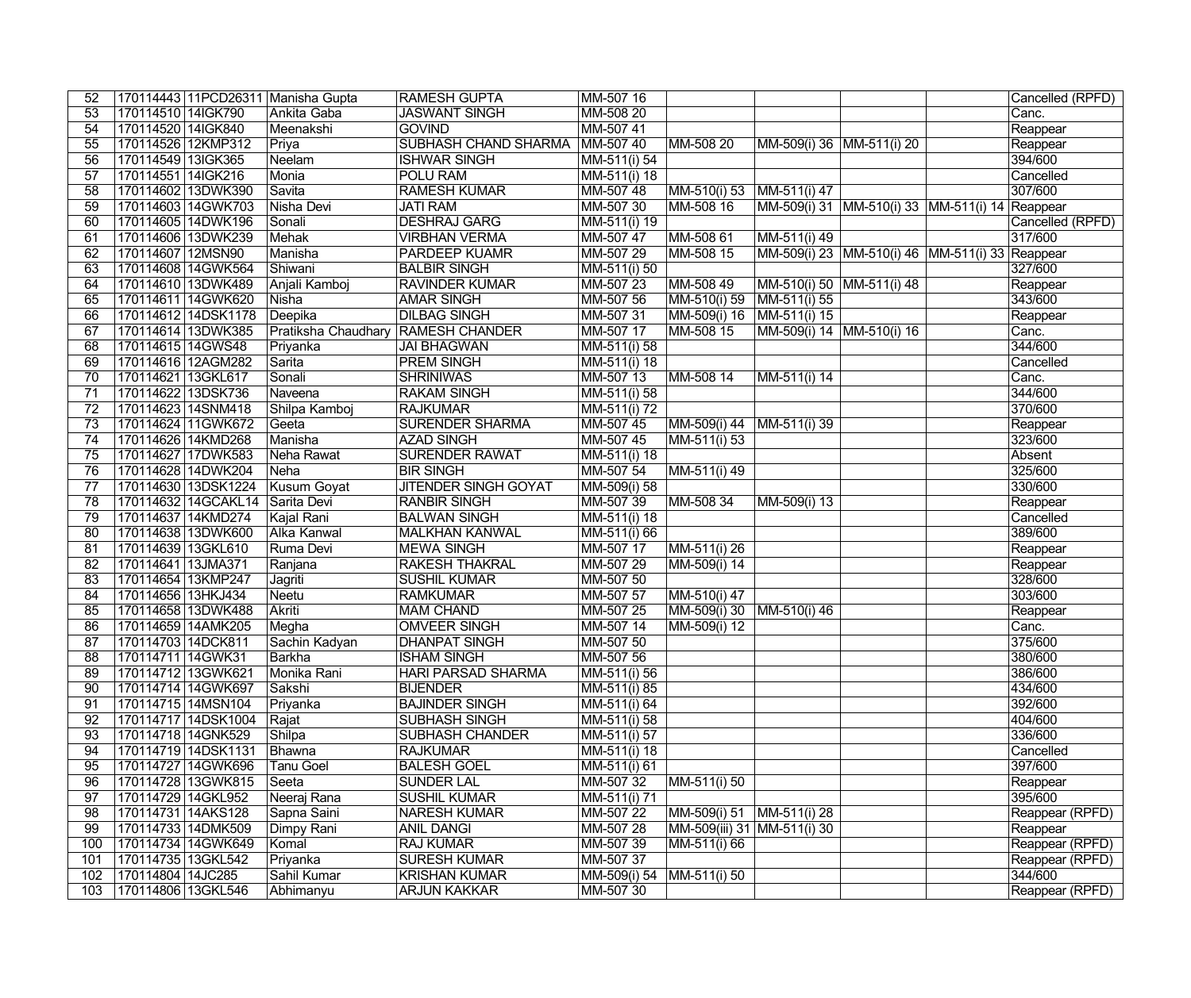| | | | | | | | | | | | |
|---|---|---|---|---|---|---|---|---|---|---|---|
| 52 | 170114443 | 11PCD26311 | Manisha Gupta | RAMESH GUPTA | MM-507 16 | | | | | | Cancelled (RPFD) |
| 53 | 170114510 | 14IGK790 | Ankita Gaba | JASWANT SINGH | MM-508 20 | | | | | | Canc. |
| 54 | 170114520 | 14IGK840 | Meenakshi | GOVIND | MM-507 41 | | | | | | Reappear |
| 55 | 170114526 | 12KMP312 | Priya | SUBHASH CHAND SHARMA | MM-507 40 | MM-508 20 | MM-509(i) 36 | MM-511(i) 20 | | | Reappear |
| 56 | 170114549 | 13IGK365 | Neelam | ISHWAR SINGH | MM-511(i) 54 | | | | | | 394/600 |
| 57 | 170114551 | 14IGK216 | Monia | POLU RAM | MM-511(i) 18 | | | | | | Cancelled |
| 58 | 170114602 | 13DWK390 | Savita | RAMESH KUMAR | MM-507 48 | MM-510(i) 53 | MM-511(i) 47 | | | | 307/600 |
| 59 | 170114603 | 14GWK703 | Nisha Devi | JATI RAM | MM-507 30 | MM-508 16 | MM-509(i) 31 | MM-510(i) 33 | MM-511(i) 14 | | Reappear |
| 60 | 170114605 | 14DWK196 | Sonali | DESHRAJ GARG | MM-511(i) 19 | | | | | | Cancelled (RPFD) |
| 61 | 170114606 | 13DWK239 | Mehak | VIRBHAN VERMA | MM-507 47 | MM-508 61 | MM-511(i) 49 | | | | 317/600 |
| 62 | 170114607 | 12MSN90 | Manisha | PARDEEP KUAMR | MM-507 29 | MM-508 15 | MM-509(i) 23 | MM-510(i) 46 | MM-511(i) 33 | | Reappear |
| 63 | 170114608 | 14GWK564 | Shiwani | BALBIR SINGH | MM-511(i) 50 | | | | | | 327/600 |
| 64 | 170114610 | 13DWK489 | Anjali Kamboj | RAVINDER KUMAR | MM-507 23 | MM-508 49 | MM-510(i) 50 | MM-511(i) 48 | | | Reappear |
| 65 | 170114611 | 14GWK620 | Nisha | AMAR SINGH | MM-507 56 | MM-510(i) 59 | MM-511(i) 55 | | | | 343/600 |
| 66 | 170114612 | 14DSK1178 | Deepika | DILBAG SINGH | MM-507 31 | MM-509(i) 16 | MM-511(i) 15 | | | | Reappear |
| 67 | 170114614 | 13DWK385 | Pratiksha Chaudhary | RAMESH CHANDER | MM-507 17 | MM-508 15 | MM-509(i) 14 | MM-510(i) 16 | | | Canc. |
| 68 | 170114615 | 14GWS48 | Priyanka | JAI BHAGWAN | MM-511(i) 58 | | | | | | 344/600 |
| 69 | 170114616 | 12AGM282 | Sarita | PREM SINGH | MM-511(i) 18 | | | | | | Cancelled |
| 70 | 170114621 | 13GKL617 | Sonali | SHRINIWAS | MM-507 13 | MM-508 14 | MM-511(i) 14 | | | | Canc. |
| 71 | 170114622 | 13DSK736 | Naveena | RAKAM SINGH | MM-511(i) 58 | | | | | | 344/600 |
| 72 | 170114623 | 14SNM418 | Shilpa Kamboj | RAJKUMAR | MM-511(i) 72 | | | | | | 370/600 |
| 73 | 170114624 | 11GWK672 | Geeta | SURENDER SHARMA | MM-507 45 | MM-509(i) 44 | MM-511(i) 39 | | | | Reappear |
| 74 | 170114626 | 14KMD268 | Manisha | AZAD SINGH | MM-507 45 | MM-511(i) 53 | | | | | 323/600 |
| 75 | 170114627 | 17DWK583 | Neha Rawat | SURENDER RAWAT | MM-511(i) 18 | | | | | | Absent |
| 76 | 170114628 | 14DWK204 | Neha | BIR SINGH | MM-507 54 | MM-511(i) 49 | | | | | 325/600 |
| 77 | 170114630 | 13DSK1224 | Kusum Goyat | JITENDER SINGH GOYAT | MM-509(i) 58 | | | | | | 330/600 |
| 78 | 170114632 | 14GCAKL14 | Sarita Devi | RANBIR SINGH | MM-507 39 | MM-508 34 | MM-509(i) 13 | | | | Reappear |
| 79 | 170114637 | 14KMD274 | Kajal Rani | BALWAN SINGH | MM-511(i) 18 | | | | | | Cancelled |
| 80 | 170114638 | 13DWK600 | Alka Kanwal | MALKHAN KANWAL | MM-511(i) 66 | | | | | | 389/600 |
| 81 | 170114639 | 13GKL610 | Ruma Devi | MEWA SINGH | MM-507 17 | MM-511(i) 26 | | | | | Reappear |
| 82 | 170114641 | 13JMA371 | Ranjana | RAKESH THAKRAL | MM-507 29 | MM-509(i) 14 | | | | | Reappear |
| 83 | 170114654 | 13KMP247 | Jagriti | SUSHIL KUMAR | MM-507 50 | | | | | | 328/600 |
| 84 | 170114656 | 13HKJ434 | Neetu | RAMKUMAR | MM-507 57 | MM-510(i) 47 | | | | | 303/600 |
| 85 | 170114658 | 13DWK488 | Akriti | MAM CHAND | MM-507 25 | MM-509(i) 30 | MM-510(i) 46 | | | | Reappear |
| 86 | 170114659 | 14AMK205 | Megha | OMVEER SINGH | MM-507 14 | MM-509(i) 12 | | | | | Canc. |
| 87 | 170114703 | 14DCK811 | Sachin Kadyan | DHANPAT SINGH | MM-507 50 | | | | | | 375/600 |
| 88 | 170114711 | 14GWK31 | Barkha | ISHAM SINGH | MM-507 56 | | | | | | 380/600 |
| 89 | 170114712 | 13GWK621 | Monika Rani | HARI PARSAD SHARMA | MM-511(i) 56 | | | | | | 386/600 |
| 90 | 170114714 | 14GWK697 | Sakshi | BIJENDER | MM-511(i) 85 | | | | | | 434/600 |
| 91 | 170114715 | 14MSN104 | Priyanka | BAJINDER SINGH | MM-511(i) 64 | | | | | | 392/600 |
| 92 | 170114717 | 14DSK1004 | Rajat | SUBHASH SINGH | MM-511(i) 58 | | | | | | 404/600 |
| 93 | 170114718 | 14GNK529 | Shilpa | SUBHASH CHANDER | MM-511(i) 57 | | | | | | 336/600 |
| 94 | 170114719 | 14DSK1131 | Bhawna | RAJKUMAR | MM-511(i) 18 | | | | | | Cancelled |
| 95 | 170114727 | 14GWK696 | Tanu Goel | BALESH GOEL | MM-511(i) 61 | | | | | | 397/600 |
| 96 | 170114728 | 13GWK815 | Seeta | SUNDER LAL | MM-507 32 | MM-511(i) 50 | | | | | Reappear |
| 97 | 170114729 | 14GKL952 | Neeraj Rana | SUSHIL KUMAR | MM-511(i) 71 | | | | | | 395/600 |
| 98 | 170114731 | 14AKS128 | Sapna Saini | NARESH KUMAR | MM-507 22 | MM-509(i) 51 | MM-511(i) 28 | | | | Reappear (RPFD) |
| 99 | 170114733 | 14DMK509 | Dimpy Rani | ANIL DANGI | MM-507 28 | MM-509(iii) 31 | MM-511(i) 30 | | | | Reappear |
| 100 | 170114734 | 14GWK649 | Komal | RAJ KUMAR | MM-507 39 | MM-511(i) 66 | | | | | Reappear (RPFD) |
| 101 | 170114735 | 13GKL542 | Priyanka | SURESH KUMAR | MM-507 37 | | | | | | Reappear (RPFD) |
| 102 | 170114804 | 14JC285 | Sahil Kumar | KRISHAN KUMAR | MM-509(i) 54 | MM-511(i) 50 | | | | | 344/600 |
| 103 | 170114806 | 13GKL546 | Abhimanyu | ARJUN KAKKAR | MM-507 30 | | | | | | Reappear (RPFD) |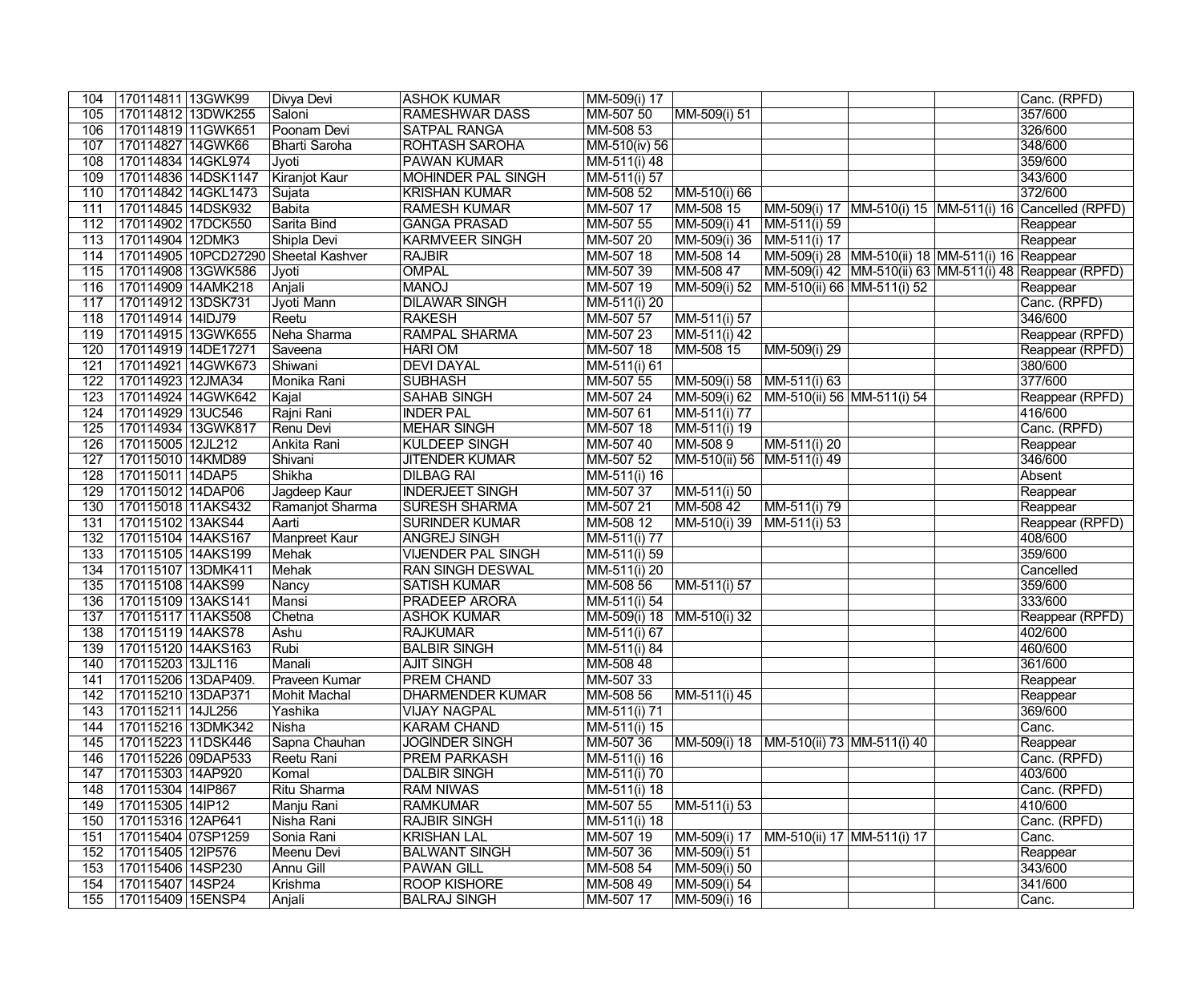| 104 | 170114811 | 13GWK99 | Divya Devi | ASHOK KUMAR | MM-509(i) 17 | | | | | Canc. (RPFD) |
|---|---|---|---|---|---|---|---|---|---|---|
| 105 | 170114812 | 13DWK255 | Saloni | RAMESHWAR DASS | MM-507 50 | MM-509(i) 51 | | | | 357/600 |
| 106 | 170114819 | 11GWK651 | Poonam Devi | SATPAL RANGA | MM-508 53 | | | | | 326/600 |
| 107 | 170114827 | 14GWK66 | Bharti Saroha | ROHTASH SAROHA | MM-510(iv) 56 | | | | | 348/600 |
| 108 | 170114834 | 14GKL974 | Jyoti | PAWAN KUMAR | MM-511(i) 48 | | | | | 359/600 |
| 109 | 170114836 | 14DSK1147 | Kiranjot Kaur | MOHINDER PAL SINGH | MM-511(i) 57 | | | | | 343/600 |
| 110 | 170114842 | 14GKL1473 | Sujata | KRISHAN KUMAR | MM-508 52 | MM-510(i) 66 | | | | 372/600 |
| 111 | 170114845 | 14DSK932 | Babita | RAMESH KUMAR | MM-507 17 | MM-508 15 | MM-509(i) 17 | MM-510(i) 15 | MM-511(i) 16 | Cancelled (RPFD) |
| 112 | 170114902 | 17DCK550 | Sarita Bind | GANGA PRASAD | MM-507 55 | MM-509(i) 41 | MM-511(i) 59 | | | Reappear |
| 113 | 170114904 | 12DMK3 | Shipla Devi | KARMVEER SINGH | MM-507 20 | MM-509(i) 36 | MM-511(i) 17 | | | Reappear |
| 114 | 170114905 | 10PCD27290 | Sheetal Kashver | RAJBIR | MM-507 18 | MM-508 14 | MM-509(i) 28 | MM-510(ii) 18 | MM-511(i) 16 | Reappear |
| 115 | 170114908 | 13GWK586 | Jyoti | OMPAL | MM-507 39 | MM-508 47 | MM-509(i) 42 | MM-510(ii) 63 | MM-511(i) 48 | Reappear (RPFD) |
| 116 | 170114909 | 14AMK218 | Anjali | MANOJ | MM-507 19 | MM-509(i) 52 | MM-510(ii) 66 | MM-511(i) 52 | | Reappear |
| 117 | 170114912 | 13DSK731 | Jyoti Mann | DILAWAR SINGH | MM-511(i) 20 | | | | | Canc. (RPFD) |
| 118 | 170114914 | 14IDJ79 | Reetu | RAKESH | MM-507 57 | MM-511(i) 57 | | | | 346/600 |
| 119 | 170114915 | 13GWK655 | Neha Sharma | RAMPAL SHARMA | MM-507 23 | MM-511(i) 42 | | | | Reappear (RPFD) |
| 120 | 170114919 | 14DE17271 | Saveena | HARI OM | MM-507 18 | MM-508 15 | MM-509(i) 29 | | | Reappear (RPFD) |
| 121 | 170114921 | 14GWK673 | Shiwani | DEVI DAYAL | MM-511(i) 61 | | | | | 380/600 |
| 122 | 170114923 | 12JMA34 | Monika Rani | SUBHASH | MM-507 55 | MM-509(i) 58 | MM-511(i) 63 | | | 377/600 |
| 123 | 170114924 | 14GWK642 | Kajal | SAHAB SINGH | MM-507 24 | MM-509(i) 62 | MM-510(ii) 56 | MM-511(i) 54 | | Reappear (RPFD) |
| 124 | 170114929 | 13UC546 | Rajni Rani | INDER PAL | MM-507 61 | MM-511(i) 77 | | | | 416/600 |
| 125 | 170114934 | 13GWK817 | Renu Devi | MEHAR SINGH | MM-507 18 | MM-511(i) 19 | | | | Canc. (RPFD) |
| 126 | 170115005 | 12JL212 | Ankita Rani | KULDEEP SINGH | MM-507 40 | MM-508 9 | MM-511(i) 20 | | | Reappear |
| 127 | 170115010 | 14KMD89 | Shivani | JITENDER KUMAR | MM-507 52 | MM-510(ii) 56 | MM-511(i) 49 | | | 346/600 |
| 128 | 170115011 | 14DAP5 | Shikha | DILBAG RAI | MM-511(i) 16 | | | | | Absent |
| 129 | 170115012 | 14DAP06 | Jagdeep Kaur | INDERJEET SINGH | MM-507 37 | MM-511(i) 50 | | | | Reappear |
| 130 | 170115018 | 11AKS432 | Ramanjot Sharma | SURESH SHARMA | MM-507 21 | MM-508 42 | MM-511(i) 79 | | | Reappear |
| 131 | 170115102 | 13AKS44 | Aarti | SURINDER KUMAR | MM-508 12 | MM-510(i) 39 | MM-511(i) 53 | | | Reappear (RPFD) |
| 132 | 170115104 | 14AKS167 | Manpreet Kaur | ANGREJ SINGH | MM-511(i) 77 | | | | | 408/600 |
| 133 | 170115105 | 14AKS199 | Mehak | VIJENDER PAL SINGH | MM-511(i) 59 | | | | | 359/600 |
| 134 | 170115107 | 13DMK411 | Mehak | RAN SINGH DESWAL | MM-511(i) 20 | | | | | Cancelled |
| 135 | 170115108 | 14AKS99 | Nancy | SATISH KUMAR | MM-508 56 | MM-511(i) 57 | | | | 359/600 |
| 136 | 170115109 | 13AKS141 | Mansi | PRADEEP ARORA | MM-511(i) 54 | | | | | 333/600 |
| 137 | 170115117 | 11AKS508 | Chetna | ASHOK KUMAR | MM-509(i) 18 | MM-510(i) 32 | | | | Reappear (RPFD) |
| 138 | 170115119 | 14AKS78 | Ashu | RAJKUMAR | MM-511(i) 67 | | | | | 402/600 |
| 139 | 170115120 | 14AKS163 | Rubi | BALBIR SINGH | MM-511(i) 84 | | | | | 460/600 |
| 140 | 170115203 | 13JL116 | Manali | AJIT SINGH | MM-508 48 | | | | | 361/600 |
| 141 | 170115206 | 13DAP409. | Praveen Kumar | PREM CHAND | MM-507 33 | | | | | Reappear |
| 142 | 170115210 | 13DAP371 | Mohit Machal | DHARMENDER KUMAR | MM-508 56 | MM-511(i) 45 | | | | Reappear |
| 143 | 170115211 | 14JL256 | Yashika | VIJAY NAGPAL | MM-511(i) 71 | | | | | 369/600 |
| 144 | 170115216 | 13DMK342 | Nisha | KARAM CHAND | MM-511(i) 15 | | | | | Canc. |
| 145 | 170115223 | 11DSK446 | Sapna Chauhan | JOGINDER SINGH | MM-507 36 | MM-509(i) 18 | MM-510(ii) 73 | MM-511(i) 40 | | Reappear |
| 146 | 170115226 | 09DAP533 | Reetu Rani | PREM PARKASH | MM-511(i) 16 | | | | | Canc. (RPFD) |
| 147 | 170115303 | 14AP920 | Komal | DALBIR SINGH | MM-511(i) 70 | | | | | 403/600 |
| 148 | 170115304 | 14IP867 | Ritu Sharma | RAM NIWAS | MM-511(i) 18 | | | | | Canc. (RPFD) |
| 149 | 170115305 | 14IP12 | Manju Rani | RAMKUMAR | MM-507 55 | MM-511(i) 53 | | | | 410/600 |
| 150 | 170115316 | 12AP641 | Nisha Rani | RAJBIR SINGH | MM-511(i) 18 | | | | | Canc. (RPFD) |
| 151 | 170115404 | 07SP1259 | Sonia Rani | KRISHAN LAL | MM-507 19 | MM-509(i) 17 | MM-510(ii) 17 | MM-511(i) 17 | | Canc. |
| 152 | 170115405 | 12IP576 | Meenu Devi | BALWANT SINGH | MM-507 36 | MM-509(i) 51 | | | | Reappear |
| 153 | 170115406 | 14SP230 | Annu Gill | PAWAN GILL | MM-508 54 | MM-509(i) 50 | | | | 343/600 |
| 154 | 170115407 | 14SP24 | Krishma | ROOP KISHORE | MM-508 49 | MM-509(i) 54 | | | | 341/600 |
| 155 | 170115409 | 15ENSP4 | Anjali | BALRAJ SINGH | MM-507 17 | MM-509(i) 16 | | | | Canc. |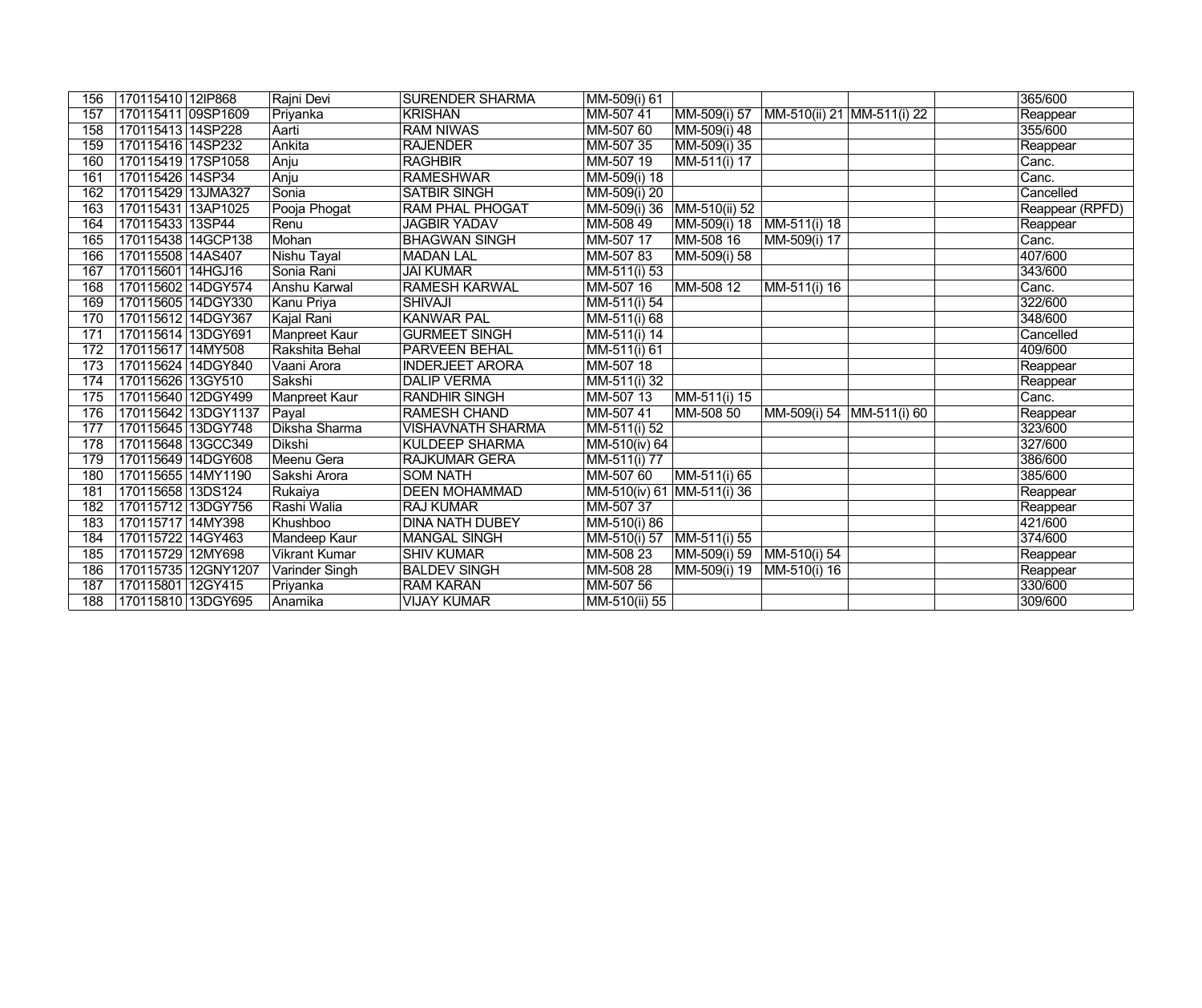| | | | | | | | | | | |
|---|---|---|---|---|---|---|---|---|---|---|
| 156 | 170115410 | 12IP868 | Rajni Devi | SURENDER SHARMA | MM-509(i) 61 | | | | | 365/600 |
| 157 | 170115411 | 09SP1609 | Priyanka | KRISHAN | MM-507 41 | MM-509(i) 57 | MM-510(ii) 21 | MM-511(i) 22 | | Reappear |
| 158 | 170115413 | 14SP228 | Aarti | RAM NIWAS | MM-507 60 | MM-509(i) 48 | | | | 355/600 |
| 159 | 170115416 | 14SP232 | Ankita | RAJENDER | MM-507 35 | MM-509(i) 35 | | | | Reappear |
| 160 | 170115419 | 17SP1058 | Anju | RAGHBIR | MM-507 19 | MM-511(i) 17 | | | | Canc. |
| 161 | 170115426 | 14SP34 | Anju | RAMESHWAR | MM-509(i) 18 | | | | | Canc. |
| 162 | 170115429 | 13JMA327 | Sonia | SATBIR SINGH | MM-509(i) 20 | | | | | Cancelled |
| 163 | 170115431 | 13AP1025 | Pooja Phogat | RAM PHAL PHOGAT | MM-509(i) 36 | MM-510(ii) 52 | | | | Reappear (RPFD) |
| 164 | 170115433 | 13SP44 | Renu | JAGBIR YADAV | MM-508 49 | MM-509(i) 18 | MM-511(i) 18 | | | Reappear |
| 165 | 170115438 | 14GCP138 | Mohan | BHAGWAN SINGH | MM-507 17 | MM-508 16 | MM-509(i) 17 | | | Canc. |
| 166 | 170115508 | 14AS407 | Nishu Tayal | MADAN LAL | MM-507 83 | MM-509(i) 58 | | | | 407/600 |
| 167 | 170115601 | 14HGJ16 | Sonia Rani | JAI KUMAR | MM-511(i) 53 | | | | | 343/600 |
| 168 | 170115602 | 14DGY574 | Anshu Karwal | RAMESH KARWAL | MM-507 16 | MM-508 12 | MM-511(i) 16 | | | Canc. |
| 169 | 170115605 | 14DGY330 | Kanu Priya | SHIVAJI | MM-511(i) 54 | | | | | 322/600 |
| 170 | 170115612 | 14DGY367 | Kajal Rani | KANWAR PAL | MM-511(i) 68 | | | | | 348/600 |
| 171 | 170115614 | 13DGY691 | Manpreet Kaur | GURMEET SINGH | MM-511(i) 14 | | | | | Cancelled |
| 172 | 170115617 | 14MY508 | Rakshita Behal | PARVEEN BEHAL | MM-511(i) 61 | | | | | 409/600 |
| 173 | 170115624 | 14DGY840 | Vaani Arora | INDERJEET ARORA | MM-507 18 | | | | | Reappear |
| 174 | 170115626 | 13GY510 | Sakshi | DALIP VERMA | MM-511(i) 32 | | | | | Reappear |
| 175 | 170115640 | 12DGY499 | Manpreet Kaur | RANDHIR SINGH | MM-507 13 | MM-511(i) 15 | | | | Canc. |
| 176 | 170115642 | 13DGY1137 | Payal | RAMESH CHAND | MM-507 41 | MM-508 50 | MM-509(i) 54 | MM-511(i) 60 | | Reappear |
| 177 | 170115645 | 13DGY748 | Diksha Sharma | VISHAVNATH SHARMA | MM-511(i) 52 | | | | | 323/600 |
| 178 | 170115648 | 13GCC349 | Dikshi | KULDEEP SHARMA | MM-510(iv) 64 | | | | | 327/600 |
| 179 | 170115649 | 14DGY608 | Meenu Gera | RAJKUMAR GERA | MM-511(i) 77 | | | | | 386/600 |
| 180 | 170115655 | 14MY1190 | Sakshi Arora | SOM NATH | MM-507 60 | MM-511(i) 65 | | | | 385/600 |
| 181 | 170115658 | 13DS124 | Rukaiya | DEEN MOHAMMAD | MM-510(iv) 61 | MM-511(i) 36 | | | | Reappear |
| 182 | 170115712 | 13DGY756 | Rashi Walia | RAJ KUMAR | MM-507 37 | | | | | Reappear |
| 183 | 170115717 | 14MY398 | Khushboo | DINA NATH DUBEY | MM-510(i) 86 | | | | | 421/600 |
| 184 | 170115722 | 14GY463 | Mandeep Kaur | MANGAL SINGH | MM-510(i) 57 | MM-511(i) 55 | | | | 374/600 |
| 185 | 170115729 | 12MY698 | Vikrant Kumar | SHIV KUMAR | MM-508 23 | MM-509(i) 59 | MM-510(i) 54 | | | Reappear |
| 186 | 170115735 | 12GNY1207 | Varinder Singh | BALDEV SINGH | MM-508 28 | MM-509(i) 19 | MM-510(i) 16 | | | Reappear |
| 187 | 170115801 | 12GY415 | Priyanka | RAM KARAN | MM-507 56 | | | | | 330/600 |
| 188 | 170115810 | 13DGY695 | Anamika | VIJAY KUMAR | MM-510(ii) 55 | | | | | 309/600 |